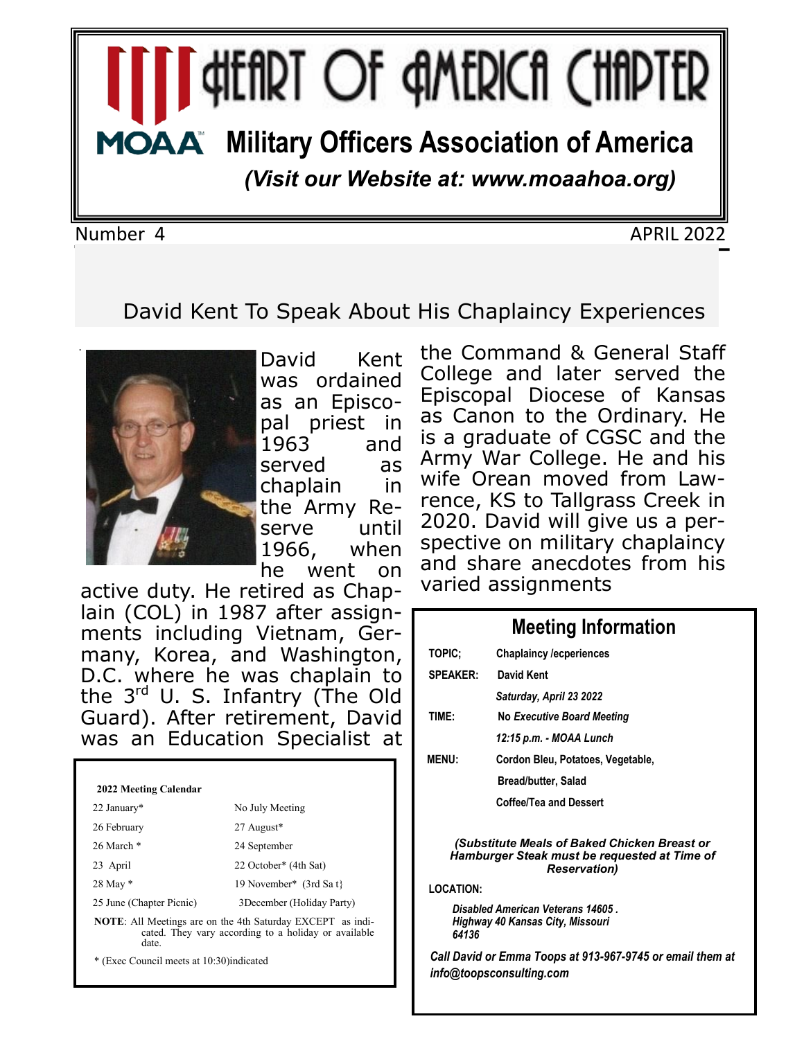# HEART OF AMERICA CHAPTER

## MOAA Military Officers Association of America

*(Visit our Website at: www.moaahoa.org)*

Number 4 APRIL 2022

## David Kent To Speak About His Chaplaincy Experiences

David Kent was ordained as an Episcopal priest in 1963 and served as chaplain in the Army Reserve until 1966, when he went on active duty. He retired as Chaplain (COL) in 1987 after assignments including Vietnam, Germany, Korea, and Washington, D.C. where he was chaplain to the 3rd U. S. Infantry (The Old Guard). After retirement, David was an Education Specialist at the Command & General Staff College and later served the Episcopal Diocese of Kansas as Canon to the Ordinary. He is a graduate of CGSC and the Army War College. He and his wife Orean moved from Lawrence, KS to Tallgrass Creek in 2020. David will give us a perspective on military chaplaincy and share anecdotes from his varied assignments

### 2022 Meeting Calendar

| | |
|---|---|
| 22 January* | No July Meeting |
| 26 February | 27 August* |
| 26 March * | 24 September |
| 23 April | 22 October* (4th Sat) |
| 28 May * | 19 November* (3rd Sa t} |
| 25 June (Chapter Picnic) | 3December (Holiday Party) |

**NOTE**: All Meetings are on the 4th Saturday EXCEPT as indicated. They vary according to a holiday or available date.

\* (Exec Council meets at 10:30)indicated

### Meeting Information

**TOPIC;** Chaplaincy /ecperiences

**SPEAKER:** David Kent

*Saturday, April 23 2022*

**TIME:** No *Executive Board Meeting*

*12:15 p.m. - MOAA Lunch*

**MENU:** Cordon Bleu, Potatoes, Vegetable, Bread/butter, Salad

Coffee/Tea and Dessert

***(Substitute Meals of Baked Chicken Breast or Hamburger Steak must be requested at Time of Reservation)***

**LOCATION:**

*Disabled American Veterans 14605 . Highway 40 Kansas City, Missouri 64136*

***Call David or Emma Toops at 913-967-9745 or email them at info@toopsconsulting.com***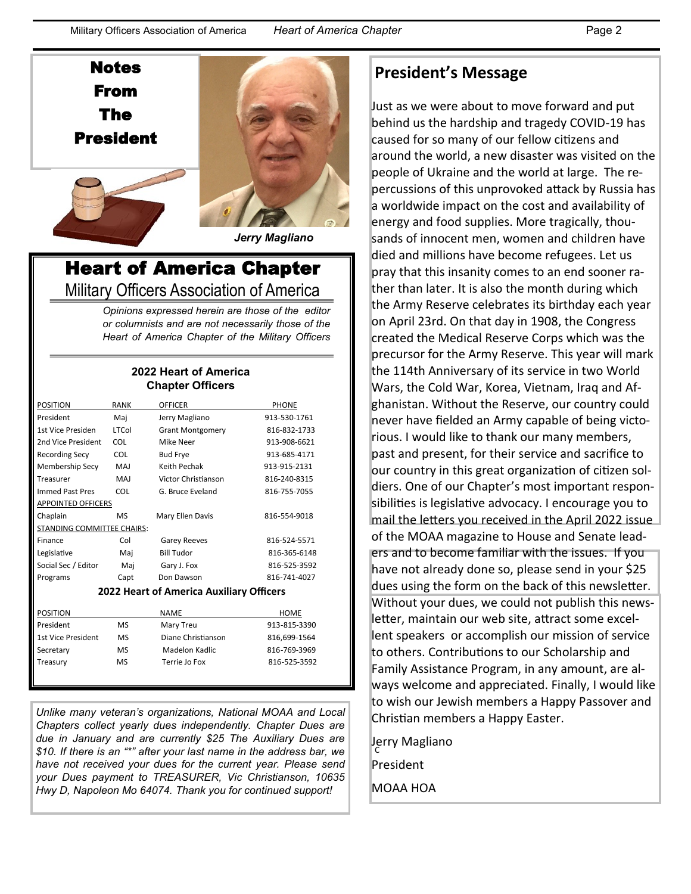# Notes From The President

*Jerry Magliano*

## Heart of America Chapter
### Military Officers Association of America

*Opinions expressed herein are those of the editor or columnists and are not necessarily those of the Heart of America Chapter of the Military Officers*

### 2022 Heart of America Chapter Officers

| POSITION | RANK | OFFICER | PHONE |
|---|---|---|---|
| President | Maj | Jerry Magliano | 913-530-1761 |
| 1st Vice Presiden | LTCol | Grant Montgomery | 816-832-1733 |
| 2nd Vice President | COL | Mike Neer | 913-908-6621 |
| Recording Secy | COL | Bud Frye | 913-685-4171 |
| Membership Secy | MAJ | Keith Pechak | 913-915-2131 |
| Treasurer | MAJ | Victor Christianson | 816-240-8315 |
| Immed Past Pres | COL | G. Bruce Eveland | 816-755-7055 |
| APPOINTED OFFICERS | | | |
| Chaplain | MS | Mary Ellen Davis | 816-554-9018 |
| STANDING COMMITTEE CHAIRS: | | | |
| Finance | Col | Garey Reeves | 816-524-5571 |
| Legislative | Maj | Bill Tudor | 816-365-6148 |
| Social Sec / Editor | Maj | Gary J. Fox | 816-525-3592 |
| Programs | Capt | Don Dawson | 816-741-4027 |

### 2022 Heart of America Auxiliary Officers

| POSITION | | NAME | HOME |
|---|---|---|---|
| President | MS | Mary Treu | 913-815-3390 |
| 1st Vice President | MS | Diane Christianson | 816,699-1564 |
| Sectretary | MS | Madelon Kadlic | 816-769-3969 |
| Treasury | MS | Terrie Jo Fox | 816-525-3592 |

*Unlike many veteran's organizations, National MOAA and Local Chapters collect yearly dues independently. Chapter Dues are due in January and are currently $25 The Auxiliary Dues are $10. If there is an "*" after your last name in the address bar, we have not received your dues for the current year. Please send your Dues payment to TREASURER, Vic Christianson, 10635 Hwy D, Napoleon Mo 64074. Thank you for continued support!*

## President's Message

Just as we were about to move forward and put behind us the hardship and tragedy COVID-19 has caused for so many of our fellow citizens and around the world, a new disaster was visited on the people of Ukraine and the world at large. The repercussions of this unprovoked attack by Russia has a worldwide impact on the cost and availability of energy and food supplies. More tragically, thousands of innocent men, women and children have died and millions have become refugees. Let us pray that this insanity comes to an end sooner rather than later. It is also the month during which the Army Reserve celebrates its birthday each year on April 23rd. On that day in 1908, the Congress created the Medical Reserve Corps which was the precursor for the Army Reserve. This year will mark the 114th Anniversary of its service in two World Wars, the Cold War, Korea, Vietnam, Iraq and Afghanistan. Without the Reserve, our country could never have fielded an Army capable of being victorious. I would like to thank our many members, past and present, for their service and sacrifice to our country in this great organization of citizen soldiers. One of our Chapter's most important responsibilities is legislative advocacy. I encourage you to mail the letters you received in the April 2022 issue of the MOAA magazine to House and Senate leaders and to become familiar with the issues. If you have not already done so, please send in your $25 dues using the form on the back of this newsletter. Without your dues, we could not publish this newsletter, maintain our web site, attract some excellent speakers or accomplish our mission of service to others. Contributions to our Scholarship and Family Assistance Program, in any amount, are always welcome and appreciated. Finally, I would like to wish our Jewish members a Happy Passover and Christian members a Happy Easter.

Jerry Magliano

President

MOAA HOA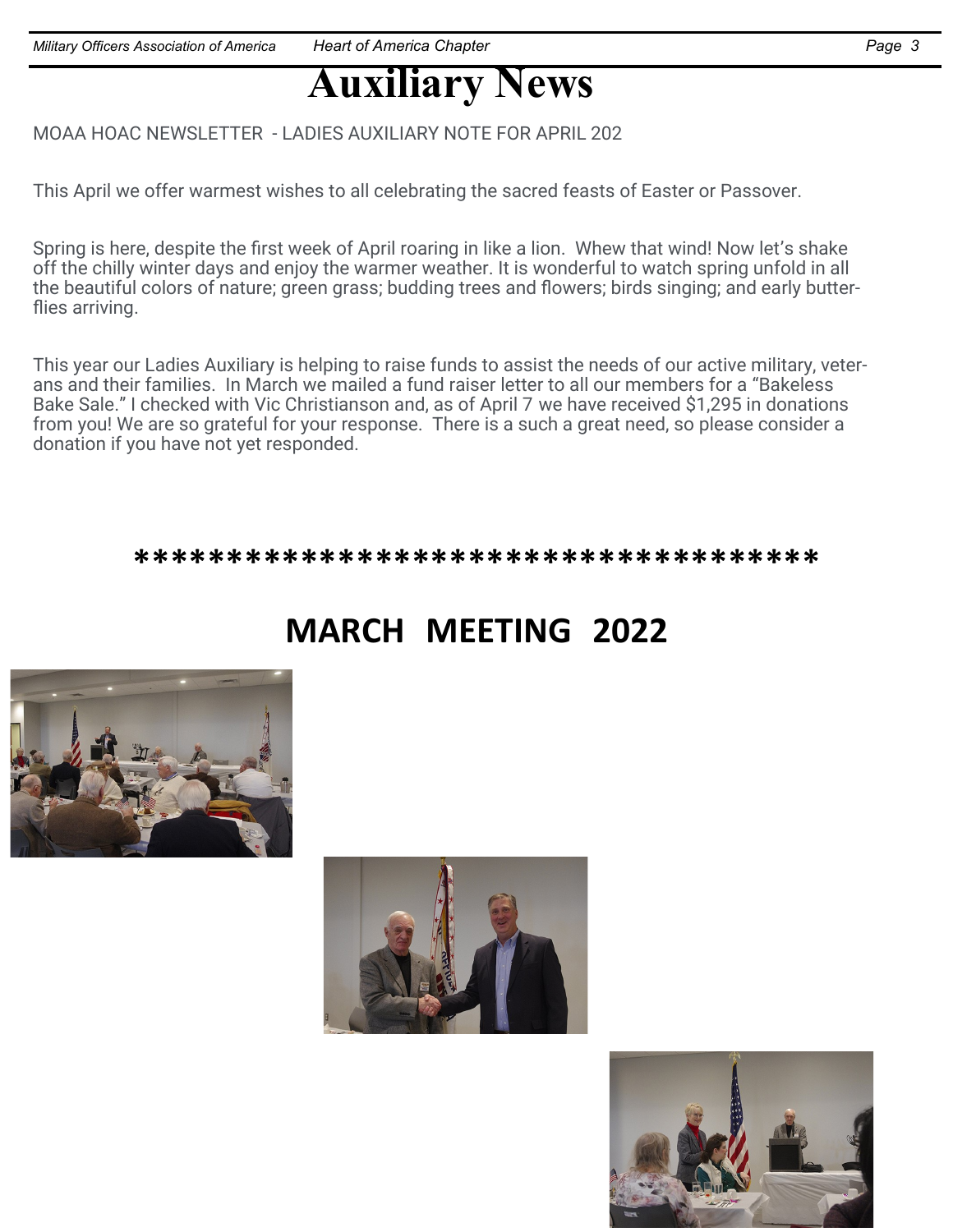# Auxiliary News

MOAA HOAC NEWSLETTER - LADIES AUXILIARY NOTE FOR APRIL 202

This April we offer warmest wishes to all celebrating the sacred feasts of Easter or Passover.

Spring is here, despite the first week of April roaring in like a lion. Whew that wind! Now let's shake off the chilly winter days and enjoy the warmer weather. It is wonderful to watch spring unfold in all the beautiful colors of nature; green grass; budding trees and flowers; birds singing; and early butterflies arriving.

This year our Ladies Auxiliary is helping to raise funds to assist the needs of our active military, veterans and their families. In March we mailed a fund raiser letter to all our members for a "Bakeless Bake Sale." I checked with Vic Christianson and, as of April 7 we have received $1,295 in donations from you! We are so grateful for your response. There is a such a great need, so please consider a donation if you have not yet responded.

****************************************

## MARCH MEETING 2022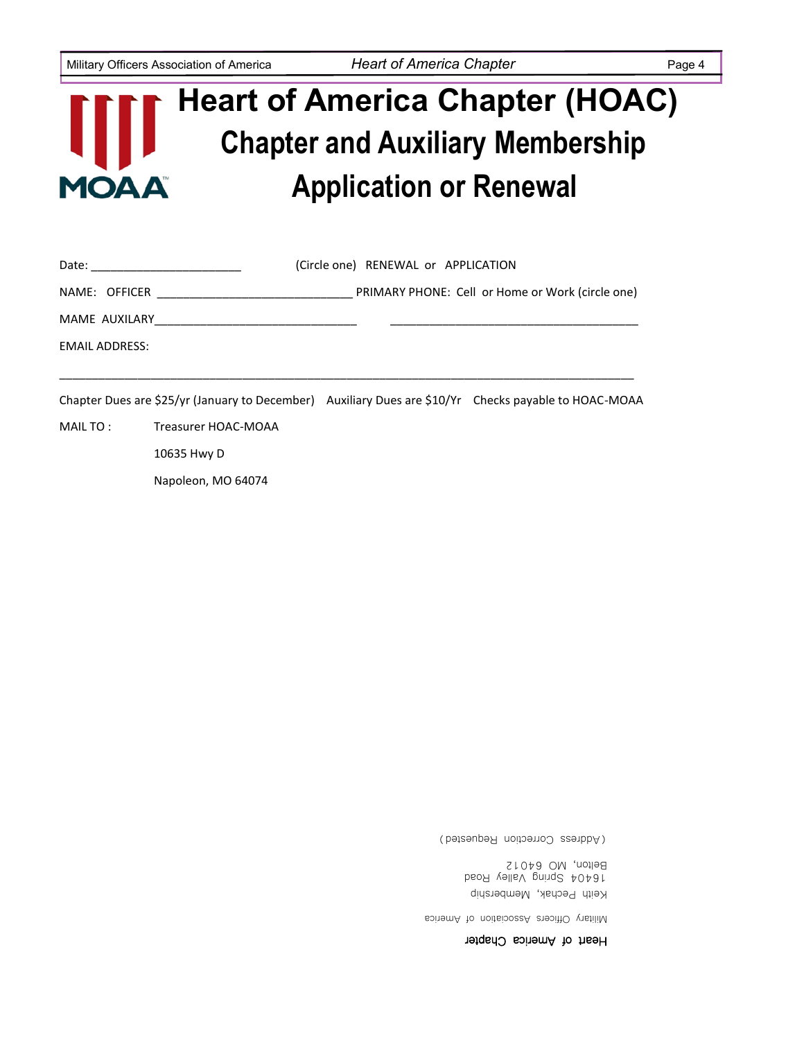# Heart of America Chapter (HOAC)

## Chapter and Auxiliary Membership Application or Renewal

Date: ______________________ (Circle one) RENEWAL or APPLICATION

NAME: OFFICER _____________________________ PRIMARY PHONE: Cell or Home or Work (circle one)

MAME AUXILARY______________________________ ______________________________________

EMAIL ADDRESS:

_____________________________________________________________________________________

Chapter Dues are $25/yr (January to December) Auxiliary Dues are $10/Yr Checks payable to HOAC-MOAA

MAIL TO : Treasurer HOAC-MOAA

10635 Hwy D

Napoleon, MO 64074

Heart of America Chapter

Military Officers Association of America

Keith Pechak, Membership

16404 Spring Valley Road

Belton, MO 64012

(Address Correction Requested)